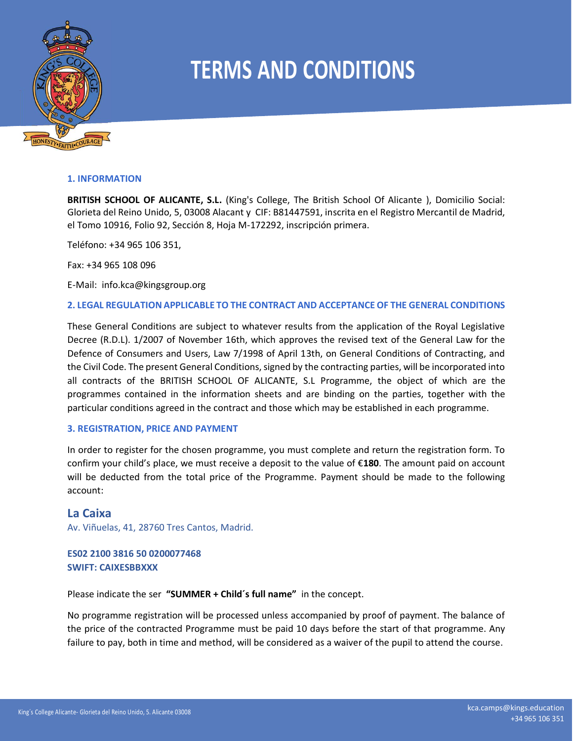# TERMS AND CONDITIONS

## 1. INFORMATION

**BRITISH SCHOOL OF ALICANTE, S.L.** (King's College, The British School Of Alicante ), Domicilio Social: Glorieta del Reino Unido, 5, 03008 Alacant y CIF: B81447591, inscrita en el Registro Mercantil de Madrid, el Tomo 10916, Folio 92, Sección 8, Hoja M-172292, inscripción primera.

Teléfono: +34 965 106 351,

Fax: +34 965 108 096

E-Mail: info.kca@kingsgroup.org

## 2. LEGAL REGULATION APPLICABLE TO THE CONTRACT AND ACCEPTANCE OF THE GENERAL CONDITIONS

These General Conditions are subject to whatever results from the application of the Royal Legislative Decree (R.D.L). 1/2007 of November 16th, which approves the revised text of the General Law for the Defence of Consumers and Users, Law 7/1998 of April 13th, on General Conditions of Contracting, and the Civil Code. The present General Conditions, signed by the contracting parties, will be incorporated into all contracts of the BRITISH SCHOOL OF ALICANTE, S.L Programme, the object of which are the programmes contained in the information sheets and are binding on the parties, together with the particular conditions agreed in the contract and those which may be established in each programme.

## 3. REGISTRATION, PRICE AND PAYMENT

In order to register for the chosen programme, you must complete and return the registration form. To confirm your child's place, we must receive a deposit to the value of €**180**. The amount paid on account will be deducted from the total price of the Programme. Payment should be made to the following account:

**La Caixa**
Av. Viñuelas, 41, 28760 Tres Cantos, Madrid.

**ES02 2100 3816 50 0200077468**
**SWIFT: CAIXESBBXXX**

Please indicate the ser **"SUMMER + Child´s full name"** in the concept.

No programme registration will be processed unless accompanied by proof of payment. The balance of the price of the contracted Programme must be paid 10 days before the start of that programme. Any failure to pay, both in time and method, will be considered as a waiver of the pupil to attend the course.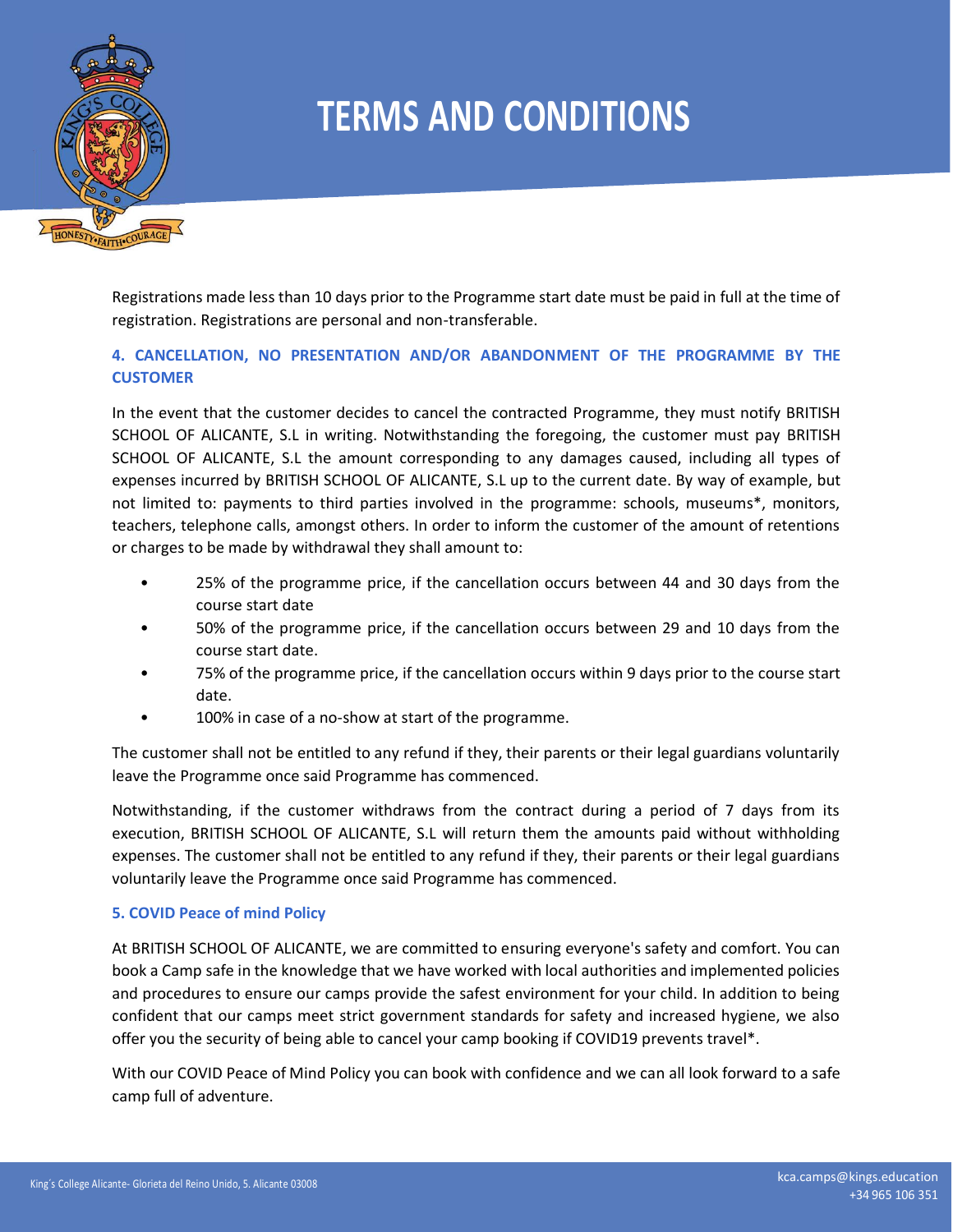# TERMS AND CONDITIONS

Registrations made less than 10 days prior to the Programme start date must be paid in full at the time of registration. Registrations are personal and non-transferable.

### 4. CANCELLATION, NO PRESENTATION AND/OR ABANDONMENT OF THE PROGRAMME BY THE CUSTOMER

In the event that the customer decides to cancel the contracted Programme, they must notify BRITISH SCHOOL OF ALICANTE, S.L in writing. Notwithstanding the foregoing, the customer must pay BRITISH SCHOOL OF ALICANTE, S.L the amount corresponding to any damages caused, including all types of expenses incurred by BRITISH SCHOOL OF ALICANTE, S.L up to the current date. By way of example, but not limited to: payments to third parties involved in the programme: schools, museums*, monitors, teachers, telephone calls, amongst others. In order to inform the customer of the amount of retentions or charges to be made by withdrawal they shall amount to:

- 25% of the programme price, if the cancellation occurs between 44 and 30 days from the course start date
- 50% of the programme price, if the cancellation occurs between 29 and 10 days from the course start date.
- 75% of the programme price, if the cancellation occurs within 9 days prior to the course start date.
- 100% in case of a no-show at start of the programme.

The customer shall not be entitled to any refund if they, their parents or their legal guardians voluntarily leave the Programme once said Programme has commenced.

Notwithstanding, if the customer withdraws from the contract during a period of 7 days from its execution, BRITISH SCHOOL OF ALICANTE, S.L will return them the amounts paid without withholding expenses. The customer shall not be entitled to any refund if they, their parents or their legal guardians voluntarily leave the Programme once said Programme has commenced.

### 5. COVID Peace of mind Policy

At BRITISH SCHOOL OF ALICANTE, we are committed to ensuring everyone's safety and comfort. You can book a Camp safe in the knowledge that we have worked with local authorities and implemented policies and procedures to ensure our camps provide the safest environment for your child. In addition to being confident that our camps meet strict government standards for safety and increased hygiene, we also offer you the security of being able to cancel your camp booking if COVID19 prevents travel*.

With our COVID Peace of Mind Policy you can book with confidence and we can all look forward to a safe camp full of adventure.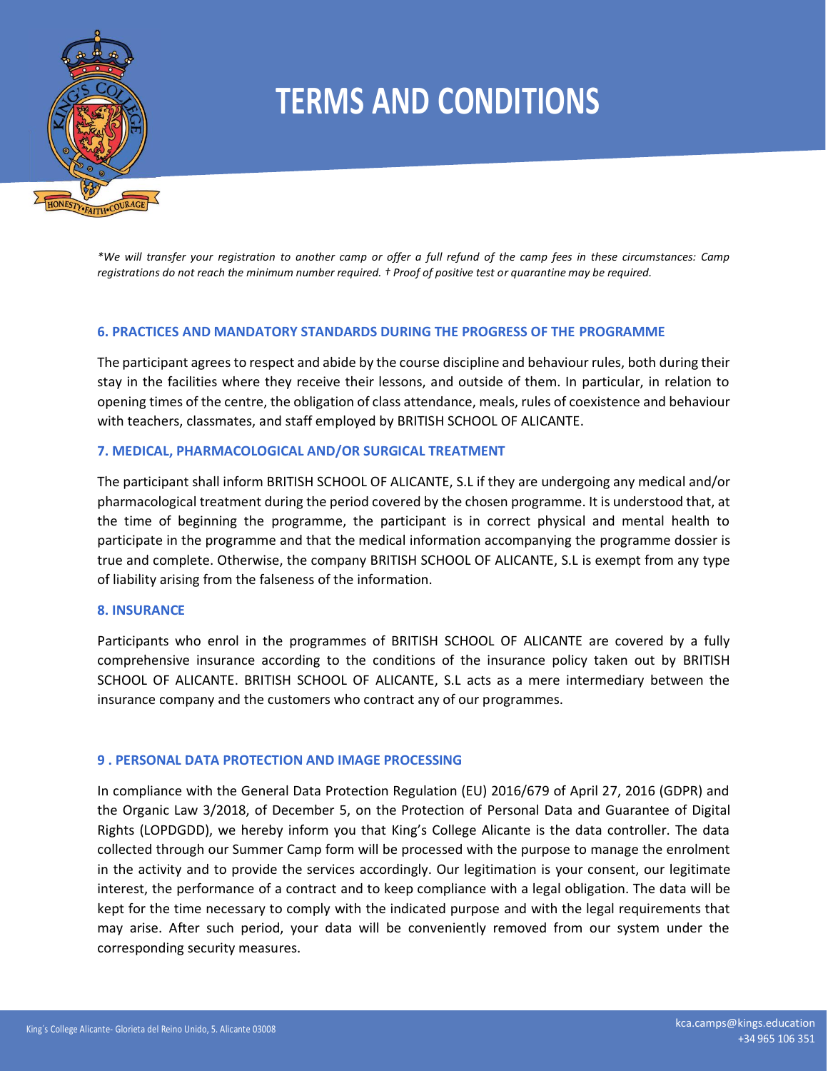# TERMS AND CONDITIONS

*\*We will transfer your registration to another camp or offer a full refund of the camp fees in these circumstances: Camp registrations do not reach the minimum number required. † Proof of positive test or quarantine may be required.*

### 6. PRACTICES AND MANDATORY STANDARDS DURING THE PROGRESS OF THE PROGRAMME

The participant agrees to respect and abide by the course discipline and behaviour rules, both during their stay in the facilities where they receive their lessons, and outside of them. In particular, in relation to opening times of the centre, the obligation of class attendance, meals, rules of coexistence and behaviour with teachers, classmates, and staff employed by BRITISH SCHOOL OF ALICANTE.

### 7. MEDICAL, PHARMACOLOGICAL AND/OR SURGICAL TREATMENT

The participant shall inform BRITISH SCHOOL OF ALICANTE, S.L if they are undergoing any medical and/or pharmacological treatment during the period covered by the chosen programme. It is understood that, at the time of beginning the programme, the participant is in correct physical and mental health to participate in the programme and that the medical information accompanying the programme dossier is true and complete. Otherwise, the company BRITISH SCHOOL OF ALICANTE, S.L is exempt from any type of liability arising from the falseness of the information.

### 8. INSURANCE

Participants who enrol in the programmes of BRITISH SCHOOL OF ALICANTE are covered by a fully comprehensive insurance according to the conditions of the insurance policy taken out by BRITISH SCHOOL OF ALICANTE. BRITISH SCHOOL OF ALICANTE, S.L acts as a mere intermediary between the insurance company and the customers who contract any of our programmes.

### 9 . PERSONAL DATA PROTECTION AND IMAGE PROCESSING

In compliance with the General Data Protection Regulation (EU) 2016/679 of April 27, 2016 (GDPR) and the Organic Law 3/2018, of December 5, on the Protection of Personal Data and Guarantee of Digital Rights (LOPDGDD), we hereby inform you that King's College Alicante is the data controller. The data collected through our Summer Camp form will be processed with the purpose to manage the enrolment in the activity and to provide the services accordingly. Our legitimation is your consent, our legitimate interest, the performance of a contract and to keep compliance with a legal obligation. The data will be kept for the time necessary to comply with the indicated purpose and with the legal requirements that may arise. After such period, your data will be conveniently removed from our system under the corresponding security measures.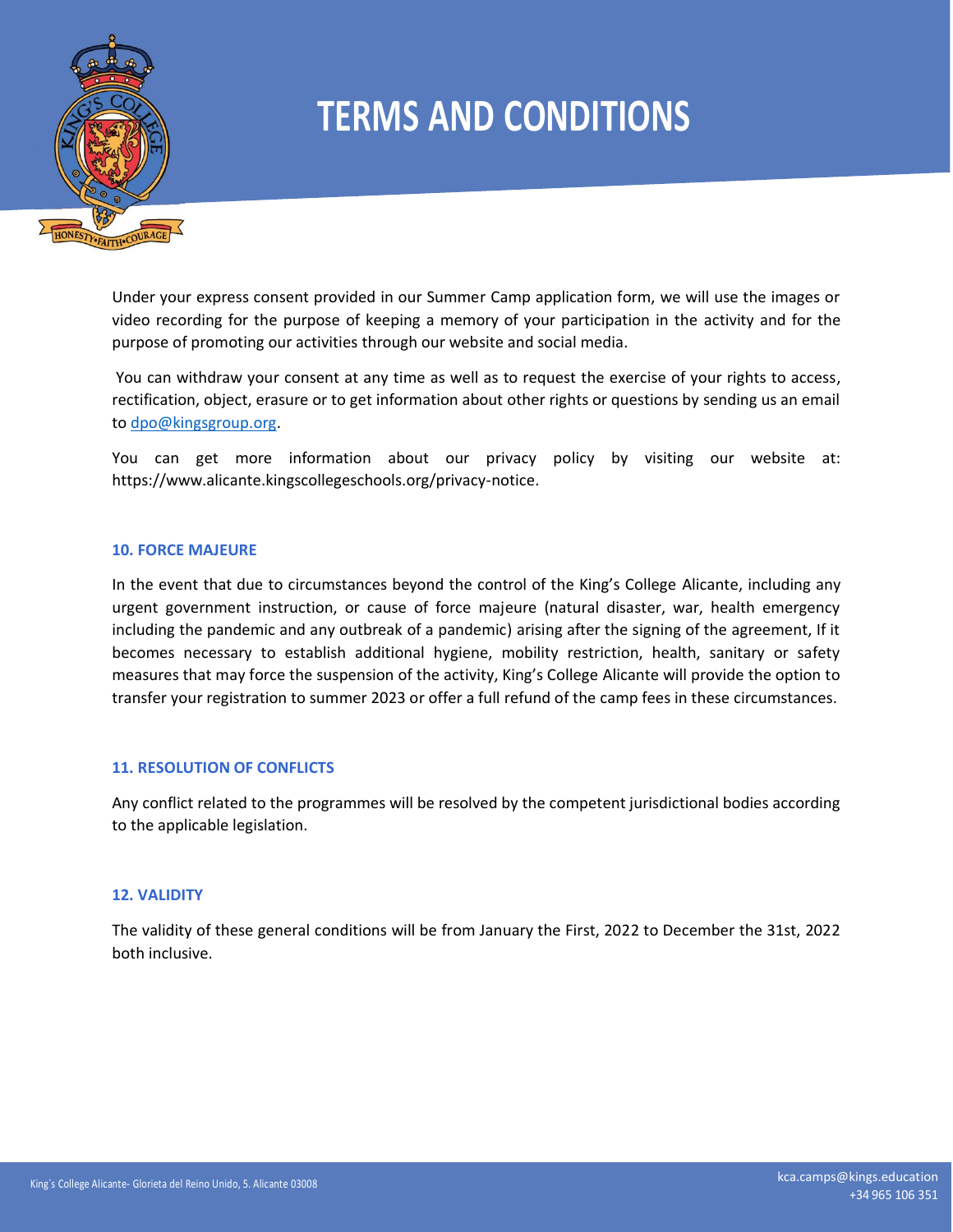# TERMS AND CONDITIONS

Under your express consent provided in our Summer Camp application form, we will use the images or video recording for the purpose of keeping a memory of your participation in the activity and for the purpose of promoting our activities through our website and social media.

You can withdraw your consent at any time as well as to request the exercise of your rights to access, rectification, object, erasure or to get information about other rights or questions by sending us an email to dpo@kingsgroup.org.

You can get more information about our privacy policy by visiting our website at: https://www.alicante.kingscollegeschools.org/privacy-notice.

### 10. FORCE MAJEURE

In the event that due to circumstances beyond the control of the King's College Alicante, including any urgent government instruction, or cause of force majeure (natural disaster, war, health emergency including the pandemic and any outbreak of a pandemic) arising after the signing of the agreement, If it becomes necessary to establish additional hygiene, mobility restriction, health, sanitary or safety measures that may force the suspension of the activity, King's College Alicante will provide the option to transfer your registration to summer 2023 or offer a full refund of the camp fees in these circumstances.

### 11. RESOLUTION OF CONFLICTS

Any conflict related to the programmes will be resolved by the competent jurisdictional bodies according to the applicable legislation.

### 12. VALIDITY

The validity of these general conditions will be from January the First, 2022 to December the 31st, 2022 both inclusive.

King´s College Alicante- Glorieta del Reino Unido, 5. Alicante 03008

kca.camps@kings.education
+34 965 106 351